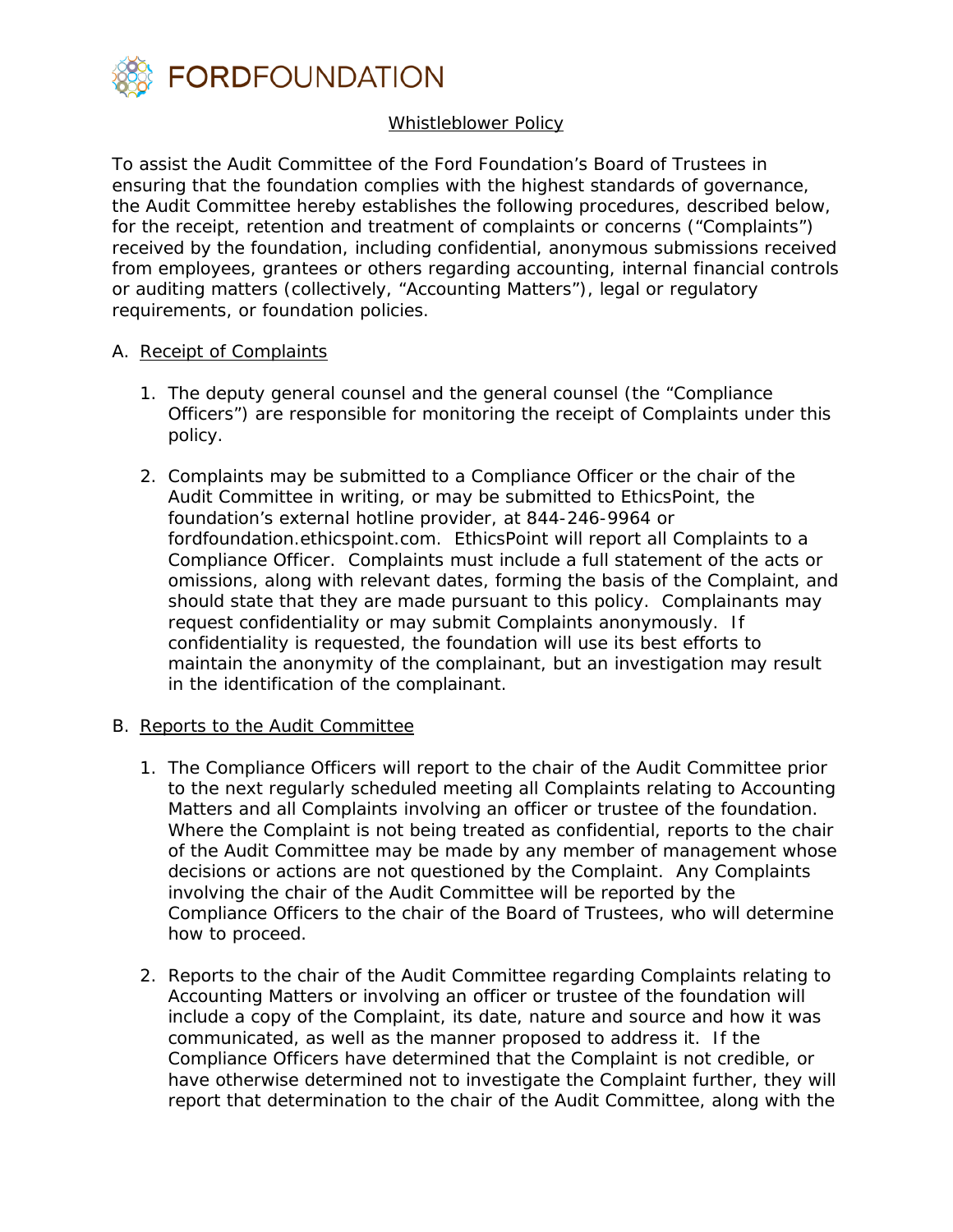FORDFOUNDATION

## Whistleblower Policy

To assist the Audit Committee of the Ford Foundation's Board of Trustees in ensuring that the foundation complies with the highest standards of governance, the Audit Committee hereby establishes the following procedures, described below, for the receipt, retention and treatment of complaints or concerns ("Complaints") received by the foundation, including confidential, anonymous submissions received from employees, grantees or others regarding accounting, internal financial controls or auditing matters (collectively, "Accounting Matters"), legal or regulatory requirements, or foundation policies.

A. Receipt of Complaints

1. The deputy general counsel and the general counsel (the "Compliance Officers") are responsible for monitoring the receipt of Complaints under this policy.

2. Complaints may be submitted to a Compliance Officer or the chair of the Audit Committee in writing, or may be submitted to EthicsPoint, the foundation's external hotline provider, at 844-246-9964 or fordfoundation.ethicspoint.com. EthicsPoint will report all Complaints to a Compliance Officer. Complaints must include a full statement of the acts or omissions, along with relevant dates, forming the basis of the Complaint, and should state that they are made pursuant to this policy. Complainants may request confidentiality or may submit Complaints anonymously. If confidentiality is requested, the foundation will use its best efforts to maintain the anonymity of the complainant, but an investigation may result in the identification of the complainant.

B. Reports to the Audit Committee

1. The Compliance Officers will report to the chair of the Audit Committee prior to the next regularly scheduled meeting all Complaints relating to Accounting Matters and all Complaints involving an officer or trustee of the foundation. Where the Complaint is not being treated as confidential, reports to the chair of the Audit Committee may be made by any member of management whose decisions or actions are not questioned by the Complaint. Any Complaints involving the chair of the Audit Committee will be reported by the Compliance Officers to the chair of the Board of Trustees, who will determine how to proceed.

2. Reports to the chair of the Audit Committee regarding Complaints relating to Accounting Matters or involving an officer or trustee of the foundation will include a copy of the Complaint, its date, nature and source and how it was communicated, as well as the manner proposed to address it. If the Compliance Officers have determined that the Complaint is not credible, or have otherwise determined not to investigate the Complaint further, they will report that determination to the chair of the Audit Committee, along with the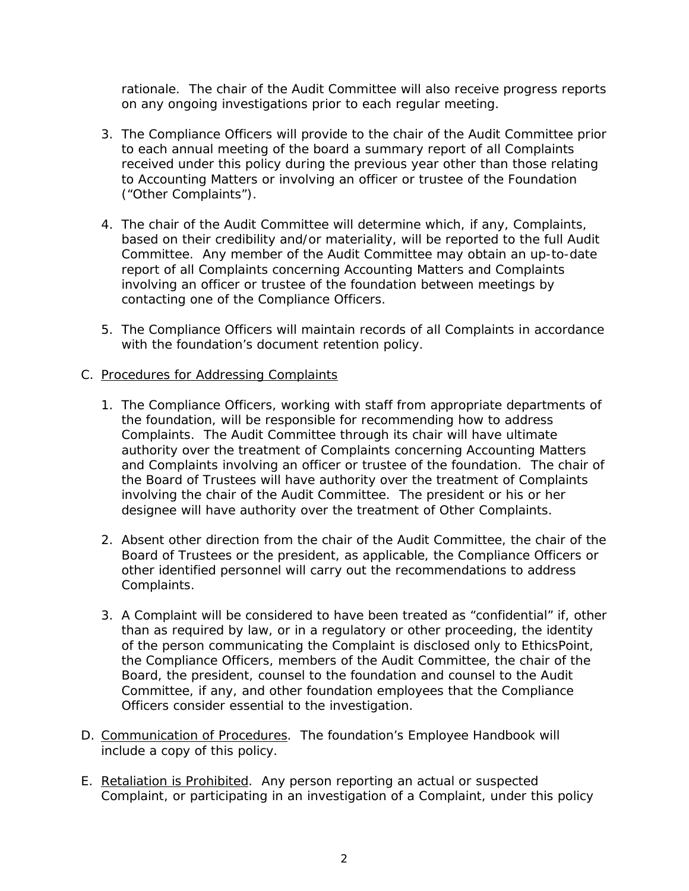rationale. The chair of the Audit Committee will also receive progress reports on any ongoing investigations prior to each regular meeting.

3. The Compliance Officers will provide to the chair of the Audit Committee prior to each annual meeting of the board a summary report of all Complaints received under this policy during the previous year other than those relating to Accounting Matters or involving an officer or trustee of the Foundation ("Other Complaints").

4. The chair of the Audit Committee will determine which, if any, Complaints, based on their credibility and/or materiality, will be reported to the full Audit Committee. Any member of the Audit Committee may obtain an up-to-date report of all Complaints concerning Accounting Matters and Complaints involving an officer or trustee of the foundation between meetings by contacting one of the Compliance Officers.

5. The Compliance Officers will maintain records of all Complaints in accordance with the foundation's document retention policy.

C. Procedures for Addressing Complaints

1. The Compliance Officers, working with staff from appropriate departments of the foundation, will be responsible for recommending how to address Complaints. The Audit Committee through its chair will have ultimate authority over the treatment of Complaints concerning Accounting Matters and Complaints involving an officer or trustee of the foundation. The chair of the Board of Trustees will have authority over the treatment of Complaints involving the chair of the Audit Committee. The president or his or her designee will have authority over the treatment of Other Complaints.

2. Absent other direction from the chair of the Audit Committee, the chair of the Board of Trustees or the president, as applicable, the Compliance Officers or other identified personnel will carry out the recommendations to address Complaints.

3. A Complaint will be considered to have been treated as "confidential" if, other than as required by law, or in a regulatory or other proceeding, the identity of the person communicating the Complaint is disclosed only to EthicsPoint, the Compliance Officers, members of the Audit Committee, the chair of the Board, the president, counsel to the foundation and counsel to the Audit Committee, if any, and other foundation employees that the Compliance Officers consider essential to the investigation.

D. Communication of Procedures. The foundation's Employee Handbook will include a copy of this policy.

E. Retaliation is Prohibited. Any person reporting an actual or suspected Complaint, or participating in an investigation of a Complaint, under this policy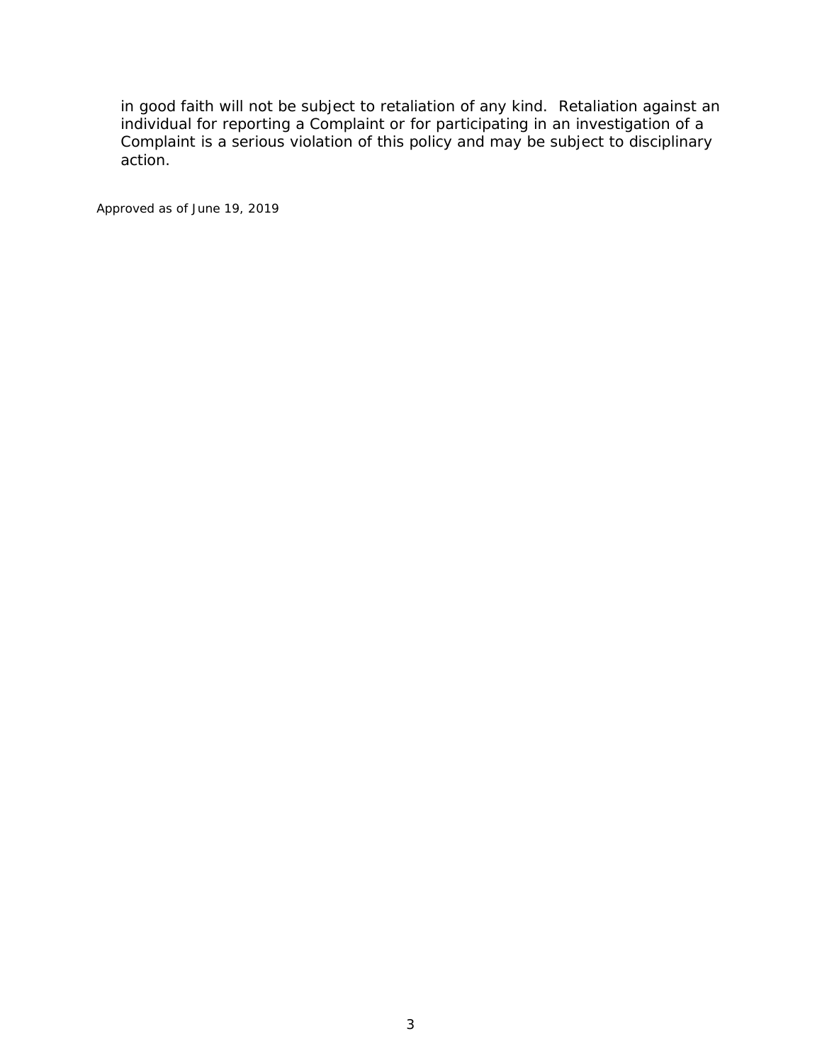in good faith will not be subject to retaliation of any kind. Retaliation against an individual for reporting a Complaint or for participating in an investigation of a Complaint is a serious violation of this policy and may be subject to disciplinary action.

Approved as of June 19, 2019